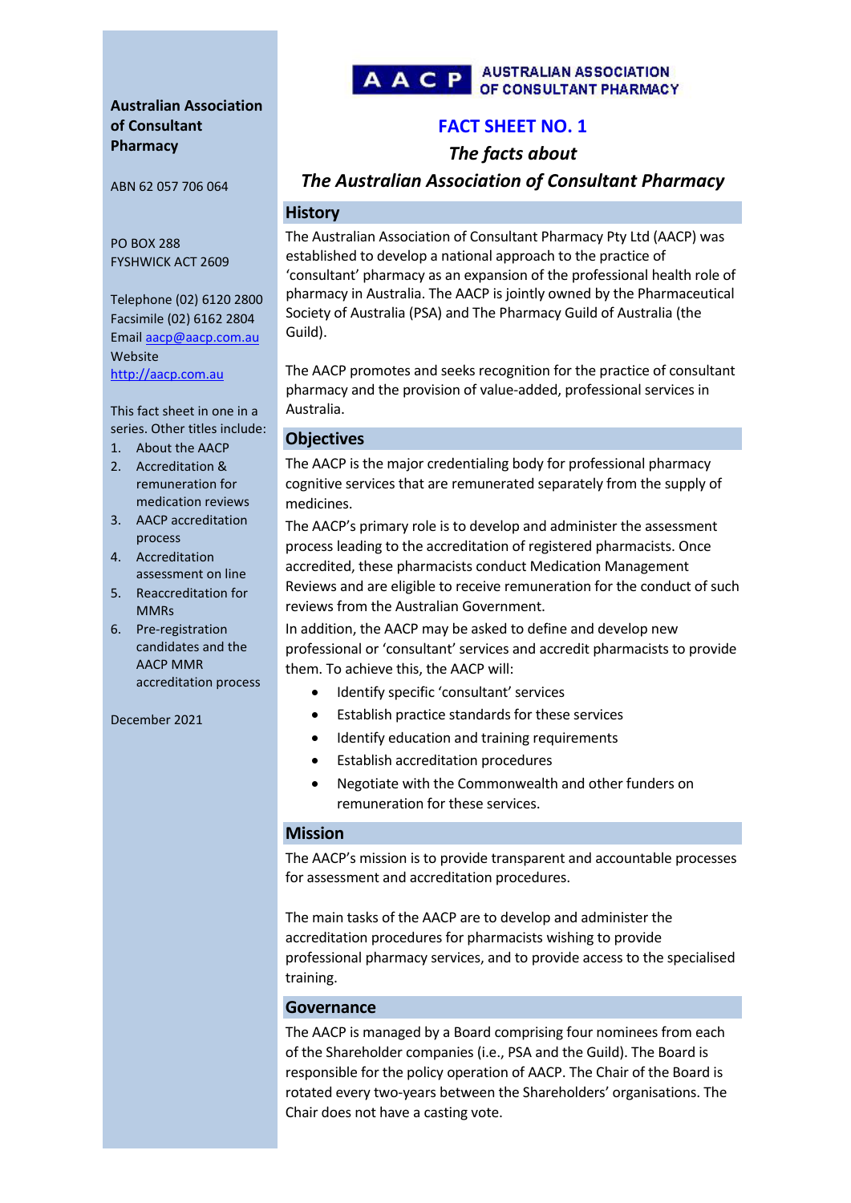**Australian Association of Consultant Pharmacy**

ABN 62 057 706 064

PO BOX 288
FYSHWICK ACT 2609

Telephone (02) 6120 2800
Facsimile (02) 6162 2804
Email aacp@aacp.com.au
Website
http://aacp.com.au

This fact sheet in one in a series. Other titles include:

1. About the AACP
2. Accreditation & remuneration for medication reviews
3. AACP accreditation process
4. Accreditation assessment on line
5. Reaccreditation for MMRs
6. Pre-registration candidates and the AACP MMR accreditation process

December 2021

AACP AUSTRALIAN ASSOCIATION OF CONSULTANT PHARMACY

# FACT SHEET NO. 1

## *The facts about*
## *The Australian Association of Consultant Pharmacy*

## History

The Australian Association of Consultant Pharmacy Pty Ltd (AACP) was established to develop a national approach to the practice of 'consultant' pharmacy as an expansion of the professional health role of pharmacy in Australia. The AACP is jointly owned by the Pharmaceutical Society of Australia (PSA) and The Pharmacy Guild of Australia (the Guild).

The AACP promotes and seeks recognition for the practice of consultant pharmacy and the provision of value-added, professional services in Australia.

## Objectives

The AACP is the major credentialing body for professional pharmacy cognitive services that are remunerated separately from the supply of medicines.

The AACP's primary role is to develop and administer the assessment process leading to the accreditation of registered pharmacists. Once accredited, these pharmacists conduct Medication Management Reviews and are eligible to receive remuneration for the conduct of such reviews from the Australian Government.

In addition, the AACP may be asked to define and develop new professional or 'consultant' services and accredit pharmacists to provide them. To achieve this, the AACP will:

- Identify specific 'consultant' services
- Establish practice standards for these services
- Identify education and training requirements
- Establish accreditation procedures
- Negotiate with the Commonwealth and other funders on remuneration for these services.

## Mission

The AACP's mission is to provide transparent and accountable processes for assessment and accreditation procedures.

The main tasks of the AACP are to develop and administer the accreditation procedures for pharmacists wishing to provide professional pharmacy services, and to provide access to the specialised training.

## Governance

The AACP is managed by a Board comprising four nominees from each of the Shareholder companies (i.e., PSA and the Guild). The Board is responsible for the policy operation of AACP. The Chair of the Board is rotated every two-years between the Shareholders' organisations. The Chair does not have a casting vote.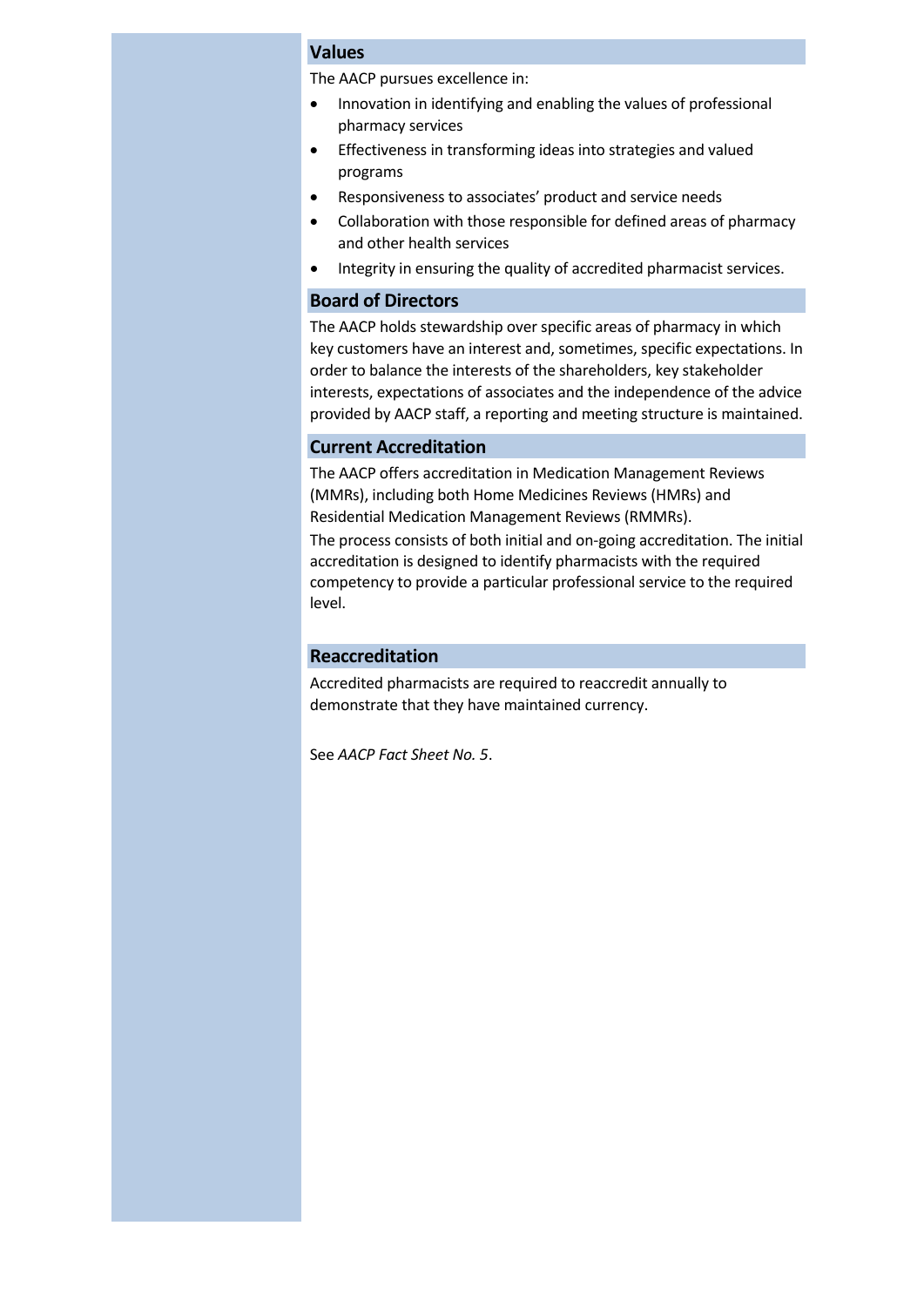## Values

The AACP pursues excellence in:

- Innovation in identifying and enabling the values of professional pharmacy services
- Effectiveness in transforming ideas into strategies and valued programs
- Responsiveness to associates' product and service needs
- Collaboration with those responsible for defined areas of pharmacy and other health services
- Integrity in ensuring the quality of accredited pharmacist services.

## Board of Directors

The AACP holds stewardship over specific areas of pharmacy in which key customers have an interest and, sometimes, specific expectations. In order to balance the interests of the shareholders, key stakeholder interests, expectations of associates and the independence of the advice provided by AACP staff, a reporting and meeting structure is maintained.

## Current Accreditation

The AACP offers accreditation in Medication Management Reviews (MMRs), including both Home Medicines Reviews (HMRs) and Residential Medication Management Reviews (RMMRs).

The process consists of both initial and on-going accreditation. The initial accreditation is designed to identify pharmacists with the required competency to provide a particular professional service to the required level.

## Reaccreditation

Accredited pharmacists are required to reaccredit annually to demonstrate that they have maintained currency.

See *AACP Fact Sheet No. 5*.